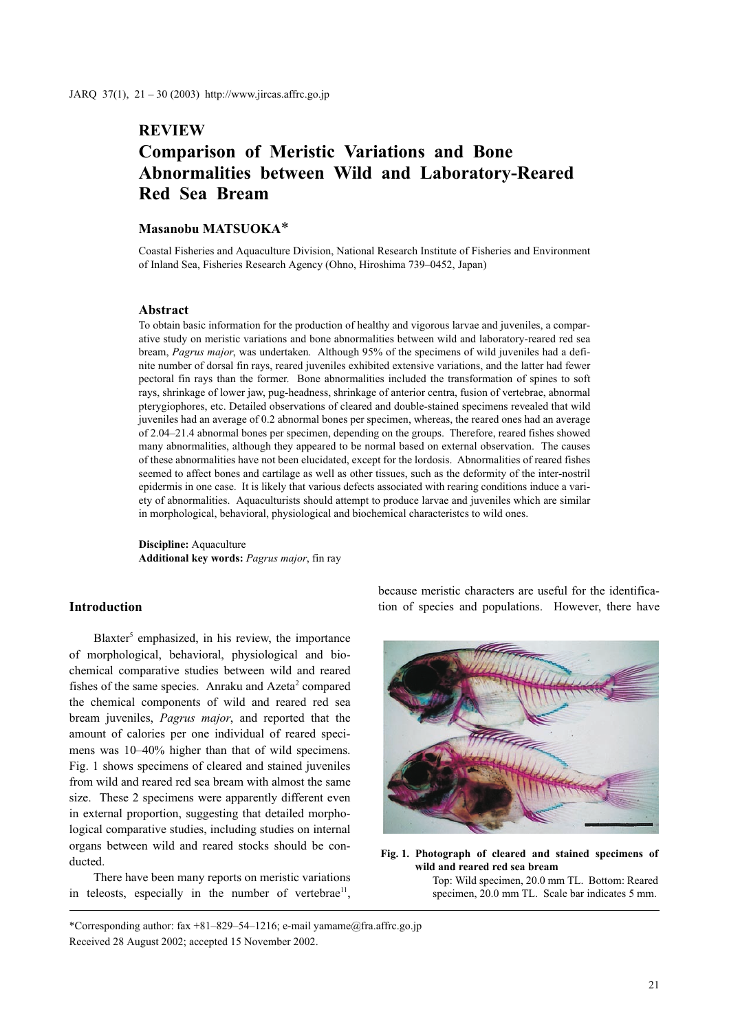## REVIEW

# Comparison of Meristic Variations and Bone Abnormalities between Wild and Laboratory-Reared Red Sea Bream

**Masanobu MATSUOKA***

Coastal Fisheries and Aquaculture Division, National Research Institute of Fisheries and Environment of Inland Sea, Fisheries Research Agency (Ohno, Hiroshima 739–0452, Japan)

### Abstract

To obtain basic information for the production of healthy and vigorous larvae and juveniles, a comparative study on meristic variations and bone abnormalities between wild and laboratory-reared red sea bream, *Pagrus major*, was undertaken. Although 95% of the specimens of wild juveniles had a definite number of dorsal fin rays, reared juveniles exhibited extensive variations, and the latter had fewer pectoral fin rays than the former. Bone abnormalities included the transformation of spines to soft rays, shrinkage of lower jaw, pug-headness, shrinkage of anterior centra, fusion of vertebrae, abnormal pterygiophores, etc. Detailed observations of cleared and double-stained specimens revealed that wild juveniles had an average of 0.2 abnormal bones per specimen, whereas, the reared ones had an average of 2.04–21.4 abnormal bones per specimen, depending on the groups. Therefore, reared fishes showed many abnormalities, although they appeared to be normal based on external observation. The causes of these abnormalities have not been elucidated, except for the lordosis. Abnormalities of reared fishes seemed to affect bones and cartilage as well as other tissues, such as the deformity of the inter-nostril epidermis in one case. It is likely that various defects associated with rearing conditions induce a variety of abnormalities. Aquaculturists should attempt to produce larvae and juveniles which are similar in morphological, behavioral, physiological and biochemical characteristcs to wild ones.

**Discipline:** Aquaculture
**Additional key words:** *Pagrus major*, fin ray

## Introduction

Blaxter[5] emphasized, in his review, the importance of morphological, behavioral, physiological and biochemical comparative studies between wild and reared fishes of the same species. Anraku and Azeta[2] compared the chemical components of wild and reared red sea bream juveniles, *Pagrus major*, and reported that the amount of calories per one individual of reared specimens was 10–40% higher than that of wild specimens. Fig. 1 shows specimens of cleared and stained juveniles from wild and reared red sea bream with almost the same size. These 2 specimens were apparently different even in external proportion, suggesting that detailed morphological comparative studies, including studies on internal organs between wild and reared stocks should be conducted.

There have been many reports on meristic variations in teleosts, especially in the number of vertebrae[11], because meristic characters are useful for the identification of species and populations. However, there have

**Fig. 1. Photograph of cleared and stained specimens of wild and reared red sea bream**
Top: Wild specimen, 20.0 mm TL. Bottom: Reared specimen, 20.0 mm TL. Scale bar indicates 5 mm.

*Corresponding author: fax +81–829–54–1216; e-mail yamame@fra.affrc.go.jp
Received 28 August 2002; accepted 15 November 2002.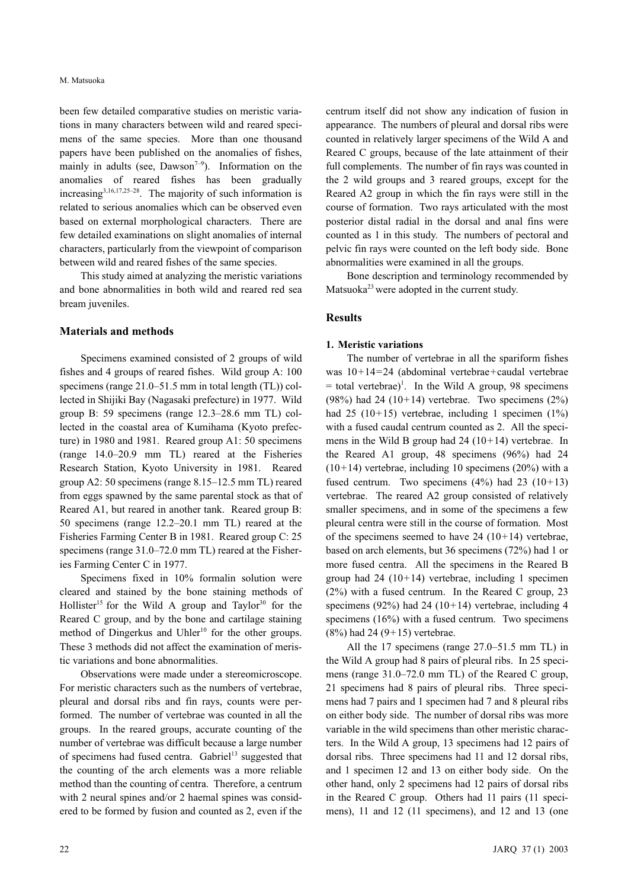been few detailed comparative studies on meristic variations in many characters between wild and reared specimens of the same species. More than one thousand papers have been published on the anomalies of fishes, mainly in adults (see, Dawson[7–9]). Information on the anomalies of reared fishes has been gradually increasing[3,16,17,25–28]. The majority of such information is related to serious anomalies which can be observed even based on external morphological characters. There are few detailed examinations on slight anomalies of internal characters, particularly from the viewpoint of comparison between wild and reared fishes of the same species.

This study aimed at analyzing the meristic variations and bone abnormalities in both wild and reared red sea bream juveniles.

## Materials and methods

Specimens examined consisted of 2 groups of wild fishes and 4 groups of reared fishes. Wild group A: 100 specimens (range 21.0–51.5 mm in total length (TL)) collected in Shijiki Bay (Nagasaki prefecture) in 1977. Wild group B: 59 specimens (range 12.3–28.6 mm TL) collected in the coastal area of Kumihama (Kyoto prefecture) in 1980 and 1981. Reared group A1: 50 specimens (range 14.0–20.9 mm TL) reared at the Fisheries Research Station, Kyoto University in 1981. Reared group A2: 50 specimens (range 8.15–12.5 mm TL) reared from eggs spawned by the same parental stock as that of Reared A1, but reared in another tank. Reared group B: 50 specimens (range 12.2–20.1 mm TL) reared at the Fisheries Farming Center B in 1981. Reared group C: 25 specimens (range 31.0–72.0 mm TL) reared at the Fisheries Farming Center C in 1977.

Specimens fixed in 10% formalin solution were cleared and stained by the bone staining methods of Hollister[15] for the Wild A group and Taylor[30] for the Reared C group, and by the bone and cartilage staining method of Dingerkus and Uhler[10] for the other groups. These 3 methods did not affect the examination of meristic variations and bone abnormalities.

Observations were made under a stereomicroscope. For meristic characters such as the numbers of vertebrae, pleural and dorsal ribs and fin rays, counts were performed. The number of vertebrae was counted in all the groups. In the reared groups, accurate counting of the number of vertebrae was difficult because a large number of specimens had fused centra. Gabriel[13] suggested that the counting of the arch elements was a more reliable method than the counting of centra. Therefore, a centrum with 2 neural spines and/or 2 haemal spines was considered to be formed by fusion and counted as 2, even if the centrum itself did not show any indication of fusion in appearance. The numbers of pleural and dorsal ribs were counted in relatively larger specimens of the Wild A and Reared C groups, because of the late attainment of their full complements. The number of fin rays was counted in the 2 wild groups and 3 reared groups, except for the Reared A2 group in which the fin rays were still in the course of formation. Two rays articulated with the most posterior distal radial in the dorsal and anal fins were counted as 1 in this study. The numbers of pectoral and pelvic fin rays were counted on the left body side. Bone abnormalities were examined in all the groups.

Bone description and terminology recommended by Matsuoka[23] were adopted in the current study.

## Results

### 1. Meristic variations

The number of vertebrae in all the spariform fishes was 10+14=24 (abdominal vertebrae+caudal vertebrae = total vertebrae)[1]. In the Wild A group, 98 specimens (98%) had 24 (10+14) vertebrae. Two specimens (2%) had 25 (10+15) vertebrae, including 1 specimen (1%) with a fused caudal centrum counted as 2. All the specimens in the Wild B group had 24 (10+14) vertebrae. In the Reared A1 group, 48 specimens (96%) had 24 (10+14) vertebrae, including 10 specimens (20%) with a fused centrum. Two specimens (4%) had 23 (10+13) vertebrae. The reared A2 group consisted of relatively smaller specimens, and in some of the specimens a few pleural centra were still in the course of formation. Most of the specimens seemed to have 24 (10+14) vertebrae, based on arch elements, but 36 specimens (72%) had 1 or more fused centra. All the specimens in the Reared B group had 24 (10+14) vertebrae, including 1 specimen (2%) with a fused centrum. In the Reared C group, 23 specimens (92%) had 24 (10+14) vertebrae, including 4 specimens (16%) with a fused centrum. Two specimens (8%) had 24 (9+15) vertebrae.

All the 17 specimens (range 27.0–51.5 mm TL) in the Wild A group had 8 pairs of pleural ribs. In 25 specimens (range 31.0–72.0 mm TL) of the Reared C group, 21 specimens had 8 pairs of pleural ribs. Three specimens had 7 pairs and 1 specimen had 7 and 8 pleural ribs on either body side. The number of dorsal ribs was more variable in the wild specimens than other meristic characters. In the Wild A group, 13 specimens had 12 pairs of dorsal ribs. Three specimens had 11 and 12 dorsal ribs, and 1 specimen 12 and 13 on either body side. On the other hand, only 2 specimens had 12 pairs of dorsal ribs in the Reared C group. Others had 11 pairs (11 specimens), 11 and 12 (11 specimens), and 12 and 13 (one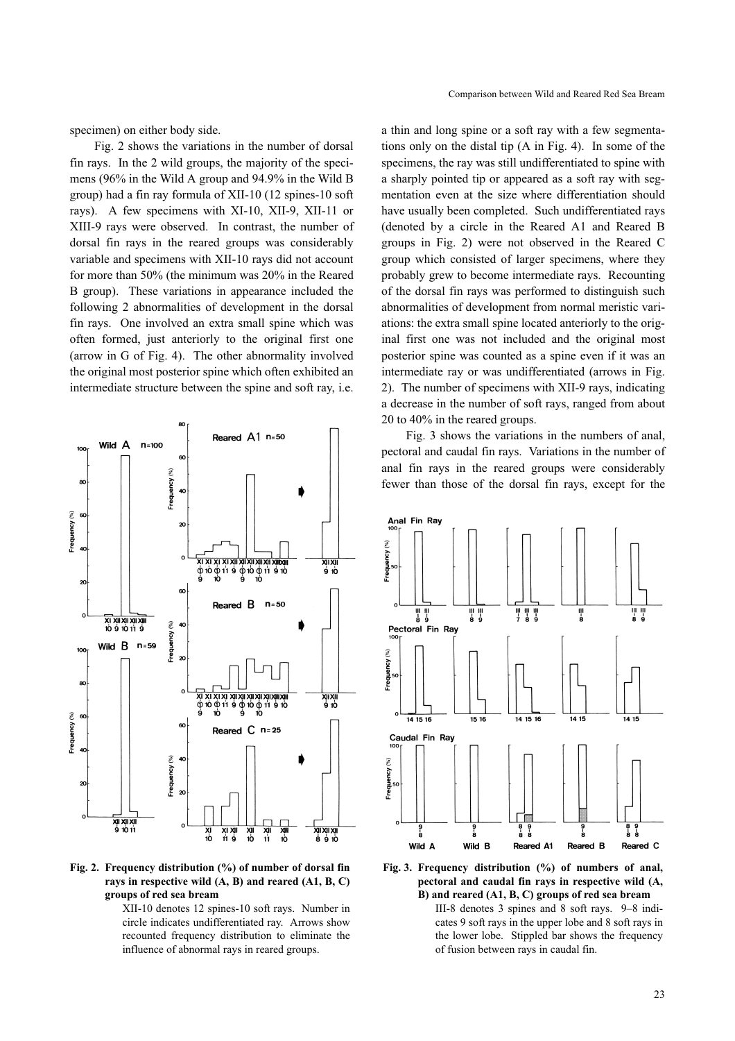specimen) on either body side.

Fig. 2 shows the variations in the number of dorsal fin rays. In the 2 wild groups, the majority of the specimens (96% in the Wild A group and 94.9% in the Wild B group) had a fin ray formula of XII-10 (12 spines-10 soft rays). A few specimens with XI-10, XII-9, XII-11 or XIII-9 rays were observed. In contrast, the number of dorsal fin rays in the reared groups was considerably variable and specimens with XII-10 rays did not account for more than 50% (the minimum was 20% in the Reared B group). These variations in appearance included the following 2 abnormalities of development in the dorsal fin rays. One involved an extra small spine which was often formed, just anteriorly to the original first one (arrow in G of Fig. 4). The other abnormality involved the original most posterior spine which often exhibited an intermediate structure between the spine and soft ray, i.e. a thin and long spine or a soft ray with a few segmentations only on the distal tip (A in Fig. 4). In some of the specimens, the ray was still undifferentiated to spine with a sharply pointed tip or appeared as a soft ray with segmentation even at the size where differentiation should have usually been completed. Such undifferentiated rays (denoted by a circle in the Reared A1 and Reared B groups in Fig. 2) were not observed in the Reared C group which consisted of larger specimens, where they probably grew to become intermediate rays. Recounting of the dorsal fin rays was performed to distinguish such abnormalities of development from normal meristic variations: the extra small spine located anteriorly to the original first one was not included and the original most posterior spine was counted as a spine even if it was an intermediate ray or was undifferentiated (arrows in Fig. 2). The number of specimens with XII-9 rays, indicating a decrease in the number of soft rays, ranged from about 20 to 40% in the reared groups.

Fig. 3 shows the variations in the numbers of anal, pectoral and caudal fin rays. Variations in the number of anal fin rays in the reared groups were considerably fewer than those of the dorsal fin rays, except for the

**Fig. 2. Frequency distribution (%) of number of dorsal fin rays in respective wild (A, B) and reared (A1, B, C) groups of red sea bream**

XII-10 denotes 12 spines-10 soft rays. Number in circle indicates undifferentiated ray. Arrows show recounted frequency distribution to eliminate the influence of abnormal rays in reared groups.

**Fig. 3. Frequency distribution (%) of numbers of anal, pectoral and caudal fin rays in respective wild (A, B) and reared (A1, B, C) groups of red sea bream**

III-8 denotes 3 spines and 8 soft rays. 9–8 indicates 9 soft rays in the upper lobe and 8 soft rays in the lower lobe. Stippled bar shows the frequency of fusion between rays in caudal fin.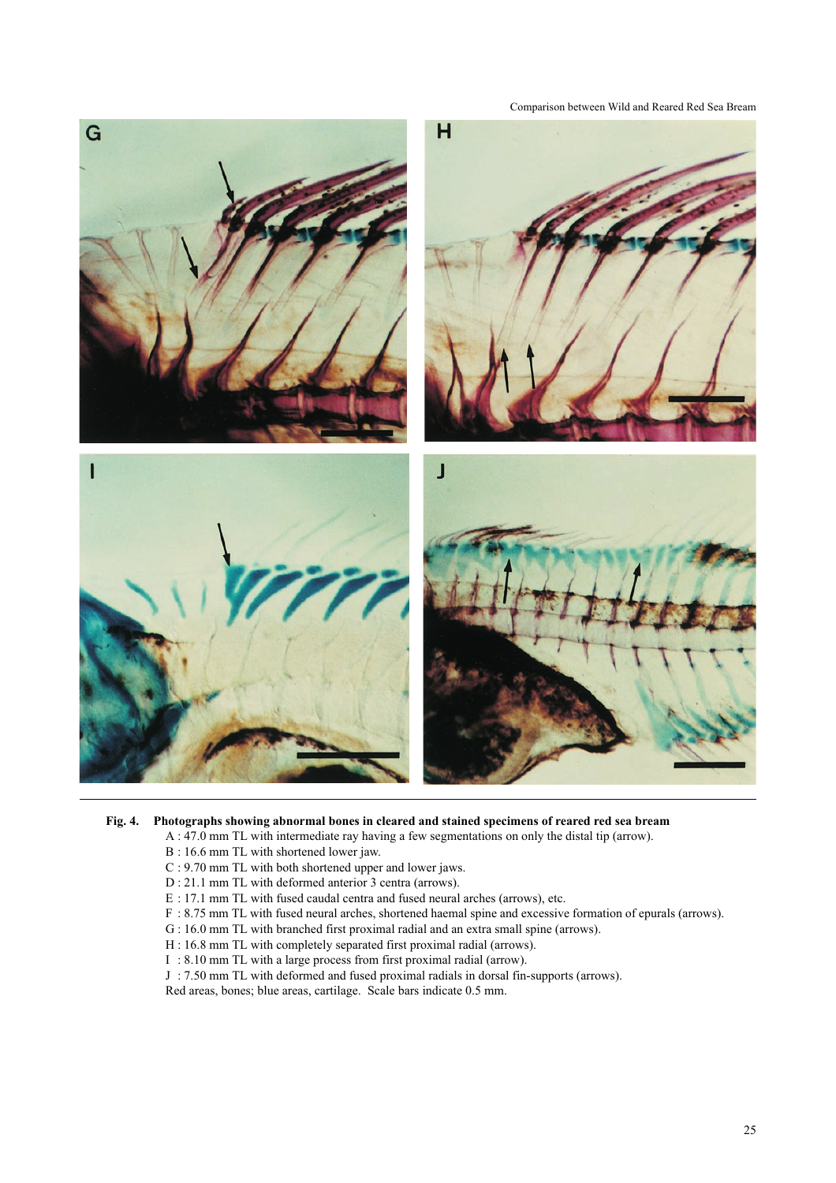**Fig. 4. Photographs showing abnormal bones in cleared and stained specimens of reared red sea bream**

A : 47.0 mm TL with intermediate ray having a few segmentations on only the distal tip (arrow).
B : 16.6 mm TL with shortened lower jaw.
C : 9.70 mm TL with both shortened upper and lower jaws.
D : 21.1 mm TL with deformed anterior 3 centra (arrows).
E : 17.1 mm TL with fused caudal centra and fused neural arches (arrows), etc.
F : 8.75 mm TL with fused neural arches, shortened haemal spine and excessive formation of epurals (arrows).
G : 16.0 mm TL with branched first proximal radial and an extra small spine (arrows).
H : 16.8 mm TL with completely separated first proximal radial (arrows).
I : 8.10 mm TL with a large process from first proximal radial (arrow).
J : 7.50 mm TL with deformed and fused proximal radials in dorsal fin-supports (arrows).
Red areas, bones; blue areas, cartilage. Scale bars indicate 0.5 mm.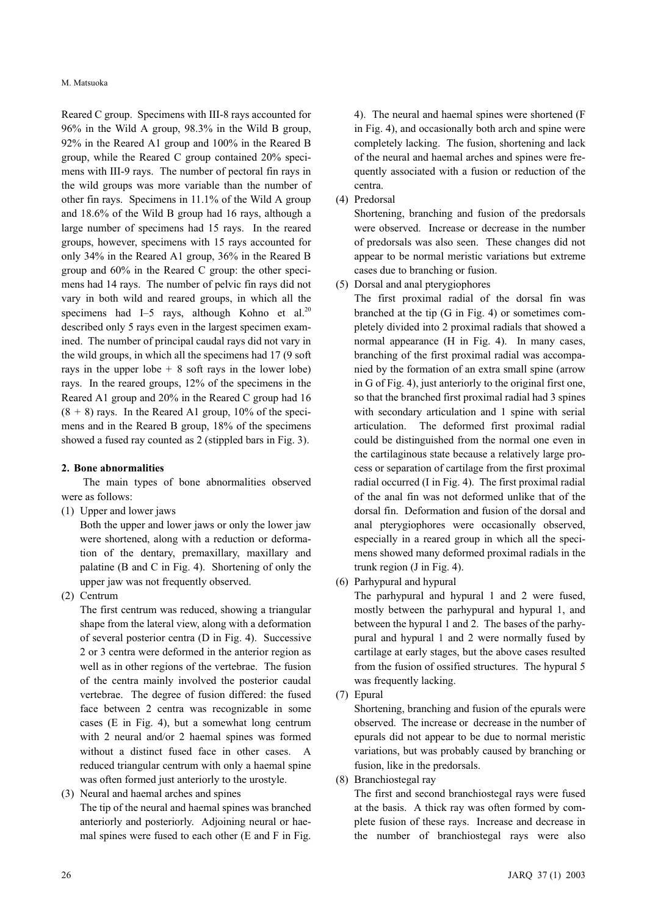Reared C group. Specimens with III-8 rays accounted for 96% in the Wild A group, 98.3% in the Wild B group, 92% in the Reared A1 group and 100% in the Reared B group, while the Reared C group contained 20% specimens with III-9 rays. The number of pectoral fin rays in the wild groups was more variable than the number of other fin rays. Specimens in 11.1% of the Wild A group and 18.6% of the Wild B group had 16 rays, although a large number of specimens had 15 rays. In the reared groups, however, specimens with 15 rays accounted for only 34% in the Reared A1 group, 36% in the Reared B group and 60% in the Reared C group: the other specimens had 14 rays. The number of pelvic fin rays did not vary in both wild and reared groups, in which all the specimens had I–5 rays, although Kohno et al.[20] described only 5 rays even in the largest specimen examined. The number of principal caudal rays did not vary in the wild groups, in which all the specimens had 17 (9 soft rays in the upper lobe + 8 soft rays in the lower lobe) rays. In the reared groups, 12% of the specimens in the Reared A1 group and 20% in the Reared C group had 16 (8 + 8) rays. In the Reared A1 group, 10% of the specimens and in the Reared B group, 18% of the specimens showed a fused ray counted as 2 (stippled bars in Fig. 3).

## 2. Bone abnormalities

The main types of bone abnormalities observed were as follows:

(1) Upper and lower jaws

Both the upper and lower jaws or only the lower jaw were shortened, along with a reduction or deformation of the dentary, premaxillary, maxillary and palatine (B and C in Fig. 4). Shortening of only the upper jaw was not frequently observed.

(2) Centrum

The first centrum was reduced, showing a triangular shape from the lateral view, along with a deformation of several posterior centra (D in Fig. 4). Successive 2 or 3 centra were deformed in the anterior region as well as in other regions of the vertebrae. The fusion of the centra mainly involved the posterior caudal vertebrae. The degree of fusion differed: the fused face between 2 centra was recognizable in some cases (E in Fig. 4), but a somewhat long centrum with 2 neural and/or 2 haemal spines was formed without a distinct fused face in other cases. A reduced triangular centrum with only a haemal spine was often formed just anteriorly to the urostyle.

(3) Neural and haemal arches and spines

The tip of the neural and haemal spines was branched anteriorly and posteriorly. Adjoining neural or haemal spines were fused to each other (E and F in Fig. 4). The neural and haemal spines were shortened (F in Fig. 4), and occasionally both arch and spine were completely lacking. The fusion, shortening and lack of the neural and haemal arches and spines were frequently associated with a fusion or reduction of the centra.

(4) Predorsal

Shortening, branching and fusion of the predorsals were observed. Increase or decrease in the number of predorsals was also seen. These changes did not appear to be normal meristic variations but extreme cases due to branching or fusion.

(5) Dorsal and anal pterygiophores

The first proximal radial of the dorsal fin was branched at the tip (G in Fig. 4) or sometimes completely divided into 2 proximal radials that showed a normal appearance (H in Fig. 4). In many cases, branching of the first proximal radial was accompanied by the formation of an extra small spine (arrow in G of Fig. 4), just anteriorly to the original first one, so that the branched first proximal radial had 3 spines with secondary articulation and 1 spine with serial articulation. The deformed first proximal radial could be distinguished from the normal one even in the cartilaginous state because a relatively large process or separation of cartilage from the first proximal radial occurred (I in Fig. 4). The first proximal radial of the anal fin was not deformed unlike that of the dorsal fin. Deformation and fusion of the dorsal and anal pterygiophores were occasionally observed, especially in a reared group in which all the specimens showed many deformed proximal radials in the trunk region (J in Fig. 4).

(6) Parhypural and hypural

The parhypural and hypural 1 and 2 were fused, mostly between the parhypural and hypural 1, and between the hypural 1 and 2. The bases of the parhypural and hypural 1 and 2 were normally fused by cartilage at early stages, but the above cases resulted from the fusion of ossified structures. The hypural 5 was frequently lacking.

(7) Epural

Shortening, branching and fusion of the epurals were observed. The increase or decrease in the number of epurals did not appear to be due to normal meristic variations, but was probably caused by branching or fusion, like in the predorsals.

(8) Branchiostegal ray

The first and second branchiostegal rays were fused at the basis. A thick ray was often formed by complete fusion of these rays. Increase and decrease in the number of branchiostegal rays were also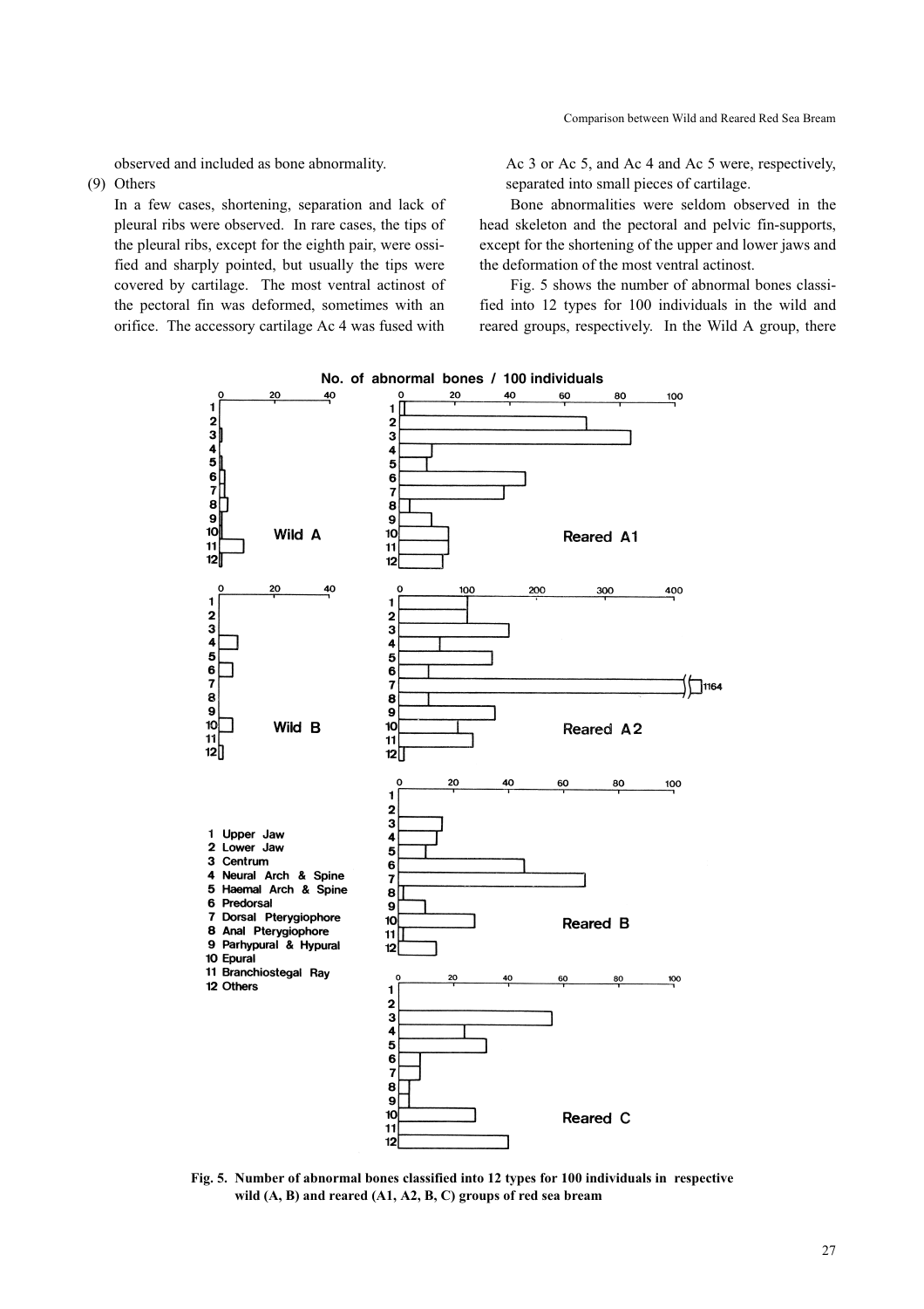observed and included as bone abnormality.

(9) Others

In a few cases, shortening, separation and lack of pleural ribs were observed. In rare cases, the tips of the pleural ribs, except for the eighth pair, were ossified and sharply pointed, but usually the tips were covered by cartilage. The most ventral actinost of the pectoral fin was deformed, sometimes with an orifice. The accessory cartilage Ac 4 was fused with Ac 3 or Ac 5, and Ac 4 and Ac 5 were, respectively, separated into small pieces of cartilage.

Bone abnormalities were seldom observed in the head skeleton and the pectoral and pelvic fin-supports, except for the shortening of the upper and lower jaws and the deformation of the most ventral actinost.

Fig. 5 shows the number of abnormal bones classified into 12 types for 100 individuals in the wild and reared groups, respectively. In the Wild A group, there

No. of abnormal bones / 100 individuals

1 Upper Jaw
2 Lower Jaw
3 Centrum
4 Neural Arch & Spine
5 Haemal Arch & Spine
6 Predorsal
7 Dorsal Pterygiophore
8 Anal Pterygiophore
9 Parhypural & Hypural
10 Epural
11 Branchiostegal Ray
12 Others

Wild A, Wild B, Reared A1, Reared A2 (7: 1164), Reared B, Reared C

**Fig. 5. Number of abnormal bones classified into 12 types for 100 individuals in respective wild (A, B) and reared (A1, A2, B, C) groups of red sea bream**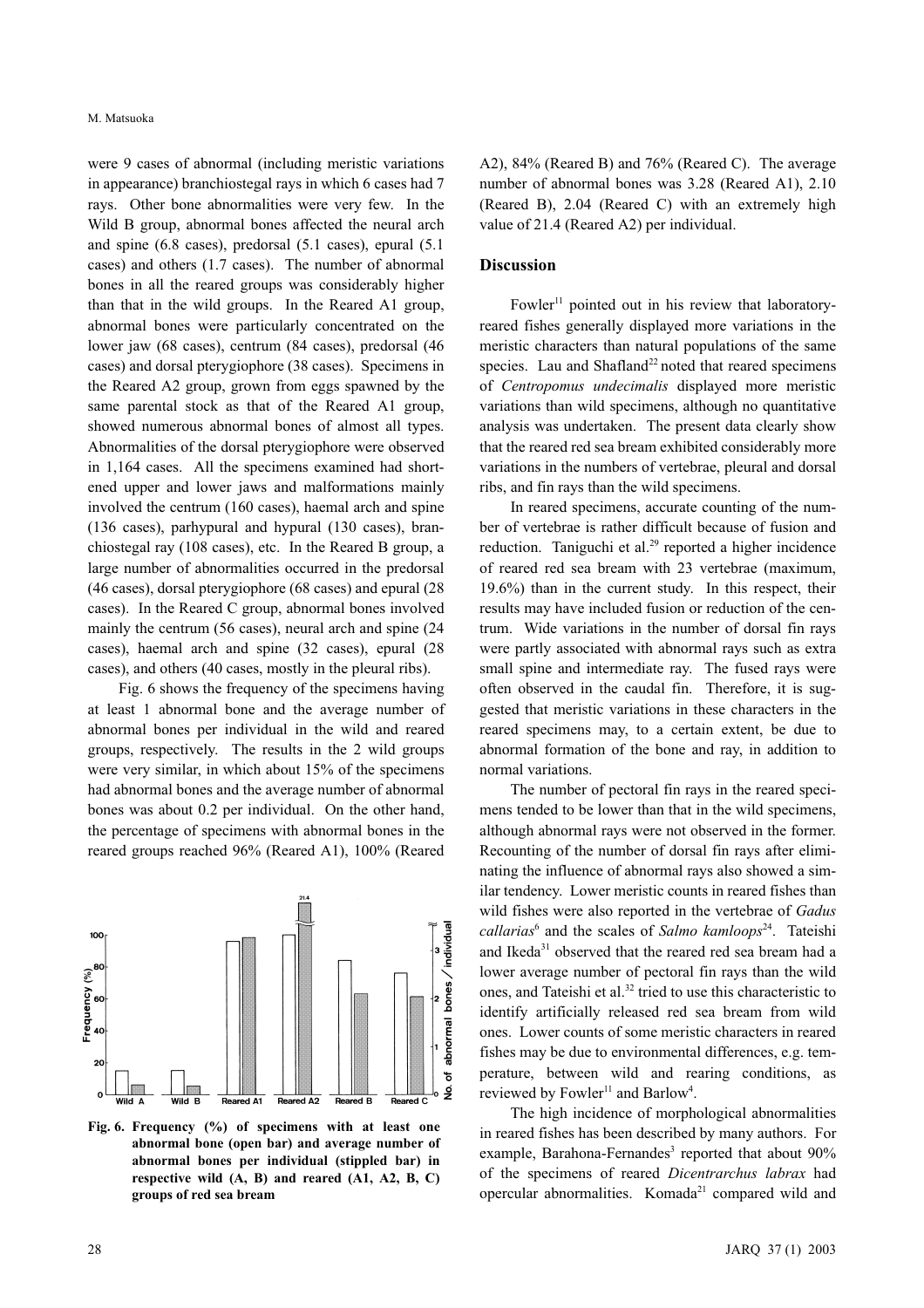were 9 cases of abnormal (including meristic variations in appearance) branchiostegal rays in which 6 cases had 7 rays. Other bone abnormalities were very few. In the Wild B group, abnormal bones affected the neural arch and spine (6.8 cases), predorsal (5.1 cases), epural (5.1 cases) and others (1.7 cases). The number of abnormal bones in all the reared groups was considerably higher than that in the wild groups. In the Reared A1 group, abnormal bones were particularly concentrated on the lower jaw (68 cases), centrum (84 cases), predorsal (46 cases) and dorsal pterygiophore (38 cases). Specimens in the Reared A2 group, grown from eggs spawned by the same parental stock as that of the Reared A1 group, showed numerous abnormal bones of almost all types. Abnormalities of the dorsal pterygiophore were observed in 1,164 cases. All the specimens examined had shortened upper and lower jaws and malformations mainly involved the centrum (160 cases), haemal arch and spine (136 cases), parhypural and hypural (130 cases), branchiostegal ray (108 cases), etc. In the Reared B group, a large number of abnormalities occurred in the predorsal (46 cases), dorsal pterygiophore (68 cases) and epural (28 cases). In the Reared C group, abnormal bones involved mainly the centrum (56 cases), neural arch and spine (24 cases), haemal arch and spine (32 cases), epural (28 cases), and others (40 cases, mostly in the pleural ribs).

Fig. 6 shows the frequency of the specimens having at least 1 abnormal bone and the average number of abnormal bones per individual in the wild and reared groups, respectively. The results in the 2 wild groups were very similar, in which about 15% of the specimens had abnormal bones and the average number of abnormal bones was about 0.2 per individual. On the other hand, the percentage of specimens with abnormal bones in the reared groups reached 96% (Reared A1), 100% (Reared A2), 84% (Reared B) and 76% (Reared C). The average number of abnormal bones was 3.28 (Reared A1), 2.10 (Reared B), 2.04 (Reared C) with an extremely high value of 21.4 (Reared A2) per individual.

**Fig. 6. Frequency (%) of specimens with at least one abnormal bone (open bar) and average number of abnormal bones per individual (stippled bar) in respective wild (A, B) and reared (A1, A2, B, C) groups of red sea bream**

## Discussion

Fowler[11] pointed out in his review that laboratory-reared fishes generally displayed more variations in the meristic characters than natural populations of the same species. Lau and Shafland[22] noted that reared specimens of *Centropomus undecimalis* displayed more meristic variations than wild specimens, although no quantitative analysis was undertaken. The present data clearly show that the reared red sea bream exhibited considerably more variations in the numbers of vertebrae, pleural and dorsal ribs, and fin rays than the wild specimens.

In reared specimens, accurate counting of the number of vertebrae is rather difficult because of fusion and reduction. Taniguchi et al.[29] reported a higher incidence of reared red sea bream with 23 vertebrae (maximum, 19.6%) than in the current study. In this respect, their results may have included fusion or reduction of the centrum. Wide variations in the number of dorsal fin rays were partly associated with abnormal rays such as extra small spine and intermediate ray. The fused rays were often observed in the caudal fin. Therefore, it is suggested that meristic variations in these characters in the reared specimens may, to a certain extent, be due to abnormal formation of the bone and ray, in addition to normal variations.

The number of pectoral fin rays in the reared specimens tended to be lower than that in the wild specimens, although abnormal rays were not observed in the former. Recounting of the number of dorsal fin rays after eliminating the influence of abnormal rays also showed a similar tendency. Lower meristic counts in reared fishes than wild fishes were also reported in the vertebrae of *Gadus callarias*[6] and the scales of *Salmo kamloops*[24]. Tateishi and Ikeda[31] observed that the reared red sea bream had a lower average number of pectoral fin rays than the wild ones, and Tateishi et al.[32] tried to use this characteristic to identify artificially released red sea bream from wild ones. Lower counts of some meristic characters in reared fishes may be due to environmental differences, e.g. temperature, between wild and rearing conditions, as reviewed by Fowler[11] and Barlow[4].

The high incidence of morphological abnormalities in reared fishes has been described by many authors. For example, Barahona-Fernandes[3] reported that about 90% of the specimens of reared *Dicentrarchus labrax* had opercular abnormalities. Komada[21] compared wild and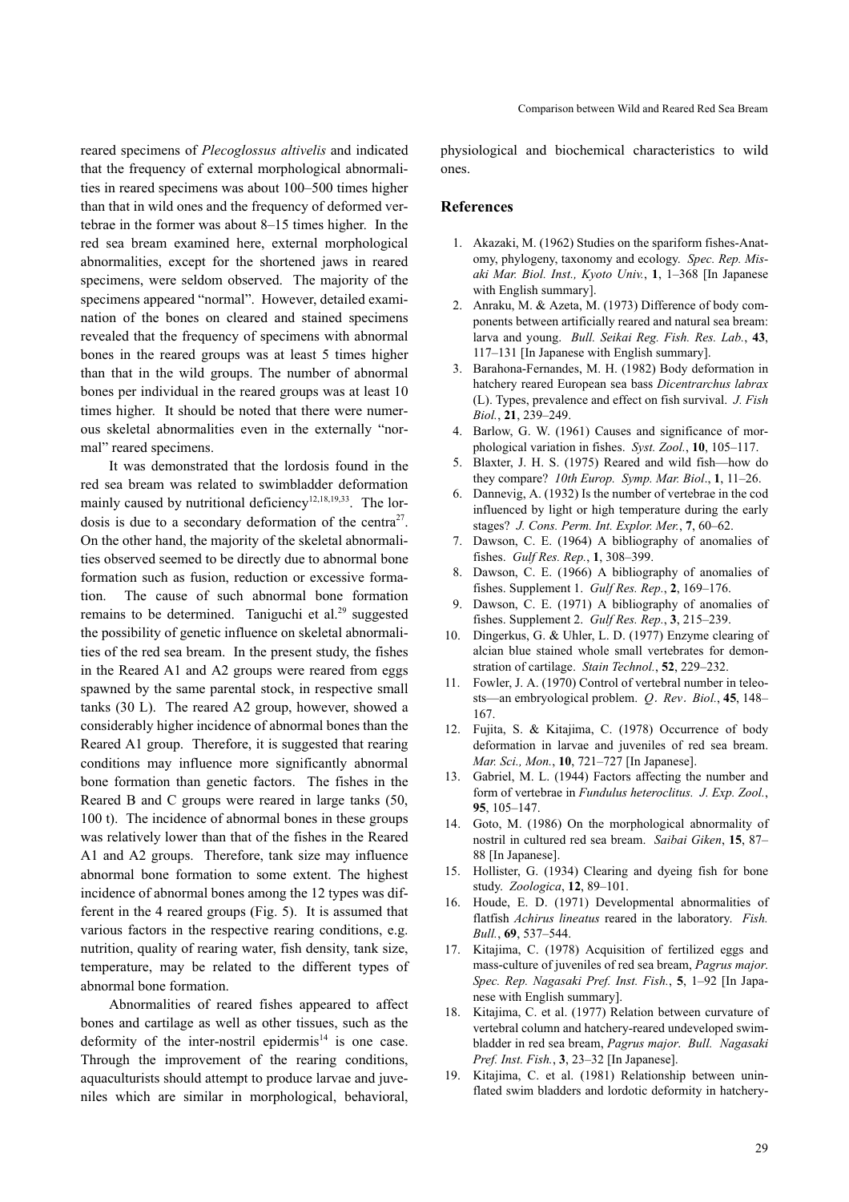reared specimens of *Plecoglossus altivelis* and indicated that the frequency of external morphological abnormalities in reared specimens was about 100–500 times higher than that in wild ones and the frequency of deformed vertebrae in the former was about 8–15 times higher. In the red sea bream examined here, external morphological abnormalities, except for the shortened jaws in reared specimens, were seldom observed. The majority of the specimens appeared "normal". However, detailed examination of the bones on cleared and stained specimens revealed that the frequency of specimens with abnormal bones in the reared groups was at least 5 times higher than that in the wild groups. The number of abnormal bones per individual in the reared groups was at least 10 times higher. It should be noted that there were numerous skeletal abnormalities even in the externally "normal" reared specimens.

It was demonstrated that the lordosis found in the red sea bream was related to swimbladder deformation mainly caused by nutritional deficiency[12,18,19,33]. The lordosis is due to a secondary deformation of the centra[27]. On the other hand, the majority of the skeletal abnormalities observed seemed to be directly due to abnormal bone formation such as fusion, reduction or excessive formation. The cause of such abnormal bone formation remains to be determined. Taniguchi et al.[29] suggested the possibility of genetic influence on skeletal abnormalities of the red sea bream. In the present study, the fishes in the Reared A1 and A2 groups were reared from eggs spawned by the same parental stock, in respective small tanks (30 L). The reared A2 group, however, showed a considerably higher incidence of abnormal bones than the Reared A1 group. Therefore, it is suggested that rearing conditions may influence more significantly abnormal bone formation than genetic factors. The fishes in the Reared B and C groups were reared in large tanks (50, 100 t). The incidence of abnormal bones in these groups was relatively lower than that of the fishes in the Reared A1 and A2 groups. Therefore, tank size may influence abnormal bone formation to some extent. The highest incidence of abnormal bones among the 12 types was different in the 4 reared groups (Fig. 5). It is assumed that various factors in the respective rearing conditions, e.g. nutrition, quality of rearing water, fish density, tank size, temperature, may be related to the different types of abnormal bone formation.

Abnormalities of reared fishes appeared to affect bones and cartilage as well as other tissues, such as the deformity of the inter-nostril epidermis[14] is one case. Through the improvement of the rearing conditions, aquaculturists should attempt to produce larvae and juveniles which are similar in morphological, behavioral, physiological and biochemical characteristics to wild ones.

## References

1. Akazaki, M. (1962) Studies on the spariform fishes-Anatomy, phylogeny, taxonomy and ecology. *Spec. Rep. Misaki Mar. Biol. Inst., Kyoto Univ.*, **1**, 1–368 [In Japanese with English summary].
2. Anraku, M. & Azeta, M. (1973) Difference of body components between artificially reared and natural sea bream: larva and young. *Bull. Seikai Reg. Fish. Res. Lab.*, **43**, 117–131 [In Japanese with English summary].
3. Barahona-Fernandes, M. H. (1982) Body deformation in hatchery reared European sea bass *Dicentrarchus labrax* (L). Types, prevalence and effect on fish survival. *J. Fish Biol.*, **21**, 239–249.
4. Barlow, G. W. (1961) Causes and significance of morphological variation in fishes. *Syst. Zool.*, **10**, 105–117.
5. Blaxter, J. H. S. (1975) Reared and wild fish—how do they compare? *10th Europ. Symp. Mar. Biol*., **1**, 11–26.
6. Dannevig, A. (1932) Is the number of vertebrae in the cod influenced by light or high temperature during the early stages? *J. Cons. Perm. Int. Explor. Mer.*, **7**, 60–62.
7. Dawson, C. E. (1964) A bibliography of anomalies of fishes. *Gulf Res. Rep.*, **1**, 308–399.
8. Dawson, C. E. (1966) A bibliography of anomalies of fishes. Supplement 1. *Gulf Res. Rep.*, **2**, 169–176.
9. Dawson, C. E. (1971) A bibliography of anomalies of fishes. Supplement 2. *Gulf Res. Rep.*, **3**, 215–239.
10. Dingerkus, G. & Uhler, L. D. (1977) Enzyme clearing of alcian blue stained whole small vertebrates for demonstration of cartilage. *Stain Technol.*, **52**, 229–232.
11. Fowler, J. A. (1970) Control of vertebral number in teleosts—an embryological problem. *Q. Rev. Biol.*, **45**, 148–167.
12. Fujita, S. & Kitajima, C. (1978) Occurrence of body deformation in larvae and juveniles of red sea bream. *Mar. Sci., Mon.*, **10**, 721–727 [In Japanese].
13. Gabriel, M. L. (1944) Factors affecting the number and form of vertebrae in *Fundulus heteroclitus. J. Exp. Zool.*, **95**, 105–147.
14. Goto, M. (1986) On the morphological abnormality of nostril in cultured red sea bream. *Saibai Giken*, **15**, 87–88 [In Japanese].
15. Hollister, G. (1934) Clearing and dyeing fish for bone study. *Zoologica*, **12**, 89–101.
16. Houde, E. D. (1971) Developmental abnormalities of flatfish *Achirus lineatus* reared in the laboratory. *Fish. Bull.*, **69**, 537–544.
17. Kitajima, C. (1978) Acquisition of fertilized eggs and mass-culture of juveniles of red sea bream, *Pagrus major. Spec. Rep. Nagasaki Pref. Inst. Fish.*, **5**, 1–92 [In Japanese with English summary].
18. Kitajima, C. et al. (1977) Relation between curvature of vertebral column and hatchery-reared undeveloped swimbladder in red sea bream, *Pagrus major*. *Bull. Nagasaki Pref. Inst. Fish.*, **3**, 23–32 [In Japanese].
19. Kitajima, C. et al. (1981) Relationship between uninflated swim bladders and lordotic deformity in hatchery-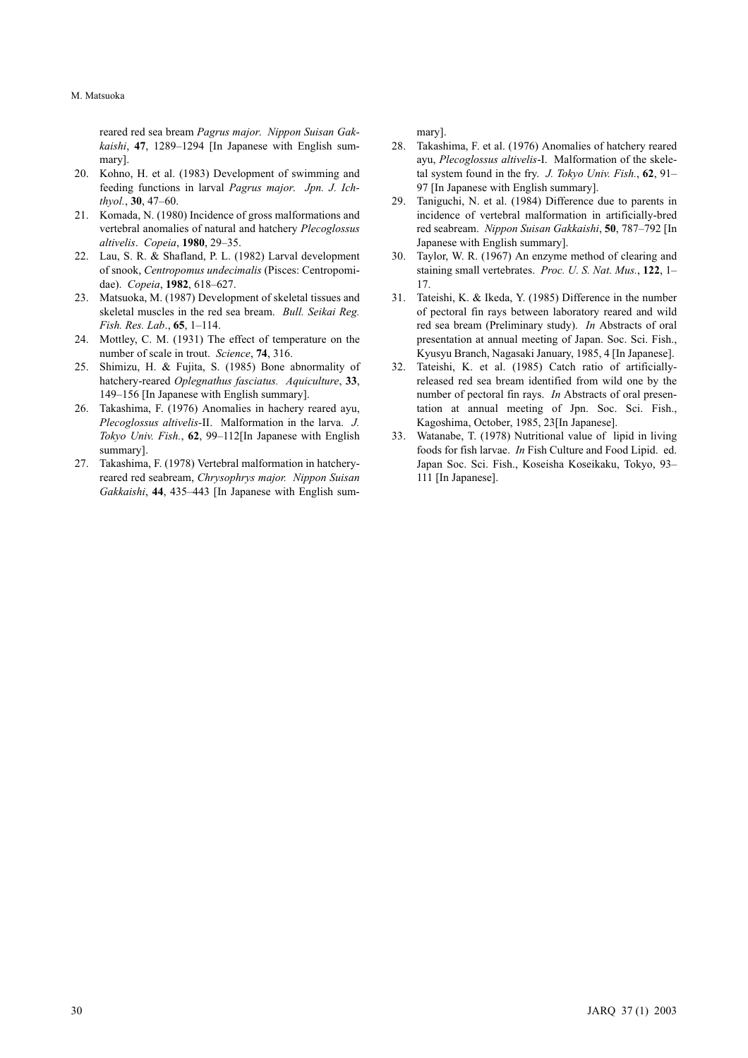reared red sea bream *Pagrus major*. *Nippon Suisan Gakkaishi*, **47**, 1289–1294 [In Japanese with English summary].

20. Kohno, H. et al. (1983) Development of swimming and feeding functions in larval *Pagrus major*. *Jpn. J. Ichthyol.*, **30**, 47–60.
21. Komada, N. (1980) Incidence of gross malformations and vertebral anomalies of natural and hatchery *Plecoglossus altivelis*. *Copeia*, **1980**, 29–35.
22. Lau, S. R. & Shafland, P. L. (1982) Larval development of snook, *Centropomus undecimalis* (Pisces: Centropomidae). *Copeia*, **1982**, 618–627.
23. Matsuoka, M. (1987) Development of skeletal tissues and skeletal muscles in the red sea bream. *Bull. Seikai Reg. Fish. Res. Lab*., **65**, 1–114.
24. Mottley, C. M. (1931) The effect of temperature on the number of scale in trout. *Science*, **74**, 316.
25. Shimizu, H. & Fujita, S. (1985) Bone abnormality of hatchery-reared *Oplegnathus fasciatus. Aquiculture*, **33**, 149–156 [In Japanese with English summary].
26. Takashima, F. (1976) Anomalies in hachery reared ayu, *Plecoglossus altivelis*-II. Malformation in the larva. *J. Tokyo Univ. Fish.*, **62**, 99–112[In Japanese with English summary].
27. Takashima, F. (1978) Vertebral malformation in hatchery-reared red seabream, *Chrysophrys major. Nippon Suisan Gakkaishi*, **44**, 435–443 [In Japanese with English summary].
28. Takashima, F. et al. (1976) Anomalies of hatchery reared ayu, *Plecoglossus altivelis*-I. Malformation of the skeletal system found in the fry. *J. Tokyo Univ. Fish.*, **62**, 91–97 [In Japanese with English summary].
29. Taniguchi, N. et al. (1984) Difference due to parents in incidence of vertebral malformation in artificially-bred red seabream. *Nippon Suisan Gakkaishi*, **50**, 787–792 [In Japanese with English summary].
30. Taylor, W. R. (1967) An enzyme method of clearing and staining small vertebrates. *Proc. U. S. Nat. Mus.*, **122**, 1–17.
31. Tateishi, K. & Ikeda, Y. (1985) Difference in the number of pectoral fin rays between laboratory reared and wild red sea bream (Preliminary study). *In* Abstracts of oral presentation at annual meeting of Japan. Soc. Sci. Fish., Kyusyu Branch, Nagasaki January, 1985, 4 [In Japanese].
32. Tateishi, K. et al. (1985) Catch ratio of artificially-released red sea bream identified from wild one by the number of pectoral fin rays. *In* Abstracts of oral presentation at annual meeting of Jpn. Soc. Sci. Fish., Kagoshima, October, 1985, 23[In Japanese].
33. Watanabe, T. (1978) Nutritional value of lipid in living foods for fish larvae. *In* Fish Culture and Food Lipid. ed. Japan Soc. Sci. Fish., Koseisha Koseikaku, Tokyo, 93–111 [In Japanese].